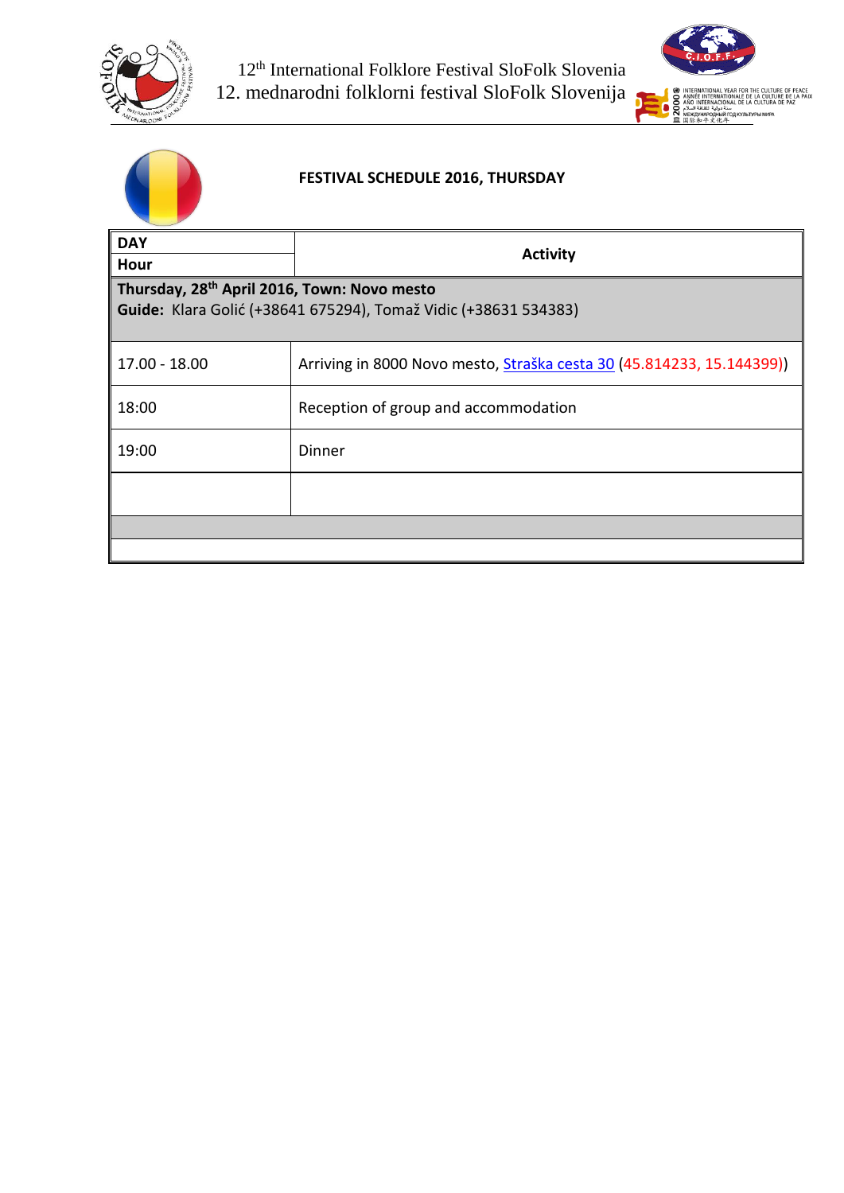12th International Folklore Festival SloFolk Slovenia
12. mednarodni folklorni festival SloFolk Slovenija

**FESTIVAL SCHEDULE 2016, THURSDAY**

| DAY / Hour | Activity |
|---|---|
| **Thursday, 28th April 2016, Town: Novo mesto** **Guide:** Klara Golić (+38641 675294), Tomaž Vidic (+38631 534383) | |
| 17.00 - 18.00 | Arriving in 8000 Novo mesto, Straška cesta 30 (45.814233, 15.144399)) |
| 18:00 | Reception of group and accommodation |
| 19:00 | Dinner |
| | |
| | |
| | |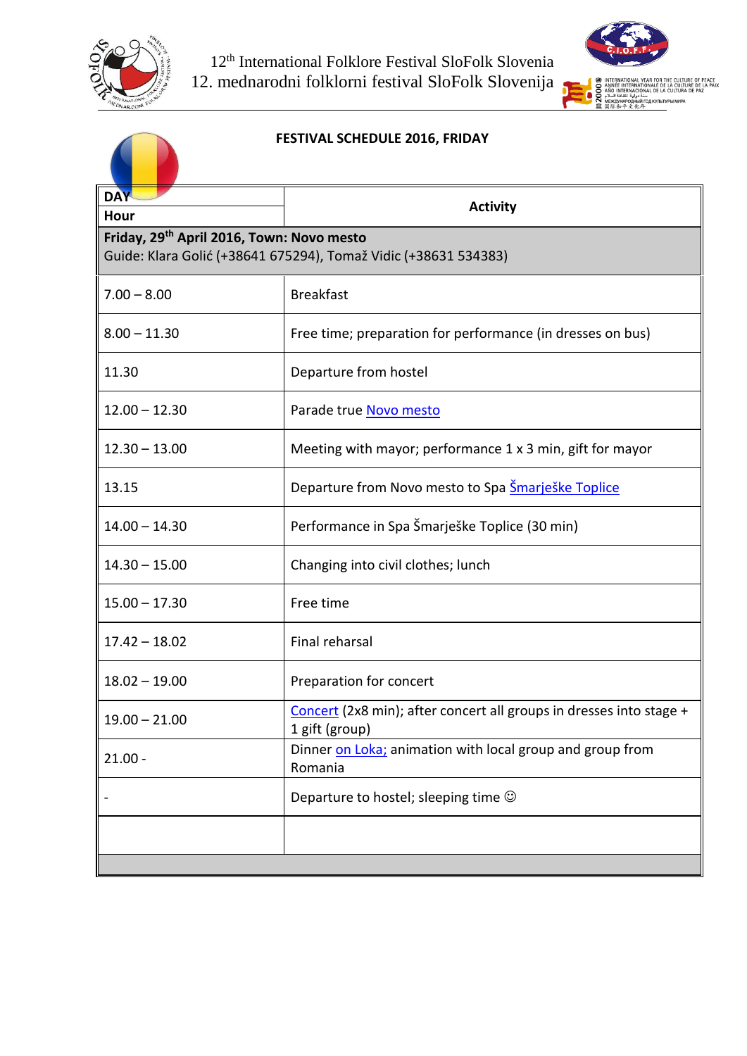**FESTIVAL SCHEDULE 2016, FRIDAY**

| DAY<br>Hour | Activity |
|---|---|
| **Friday, 29th April 2016, Town: Novo mesto**<br>Guide: Klara Golić (+38641 675294), Tomaž Vidic (+38631 534383) | |
| 7.00 – 8.00 | Breakfast |
| 8.00 – 11.30 | Free time; preparation for performance (in dresses on bus) |
| 11.30 | Departure from hostel |
| 12.00 – 12.30 | Parade true Novo mesto |
| 12.30 – 13.00 | Meeting with mayor; performance 1 x 3 min, gift for mayor |
| 13.15 | Departure from Novo mesto to Spa Šmarješke Toplice |
| 14.00 – 14.30 | Performance in Spa Šmarješke Toplice (30 min) |
| 14.30 – 15.00 | Changing into civil clothes; lunch |
| 15.00 – 17.30 | Free time |
| 17.42 – 18.02 | Final reharsal |
| 18.02 – 19.00 | Preparation for concert |
| 19.00 – 21.00 | Concert (2x8 min); after concert all groups in dresses into stage + 1 gift (group) |
| 21.00 - | Dinner on Loka; animation with local group and group from Romania |
| - | Departure to hostel; sleeping time ☺ |
| | |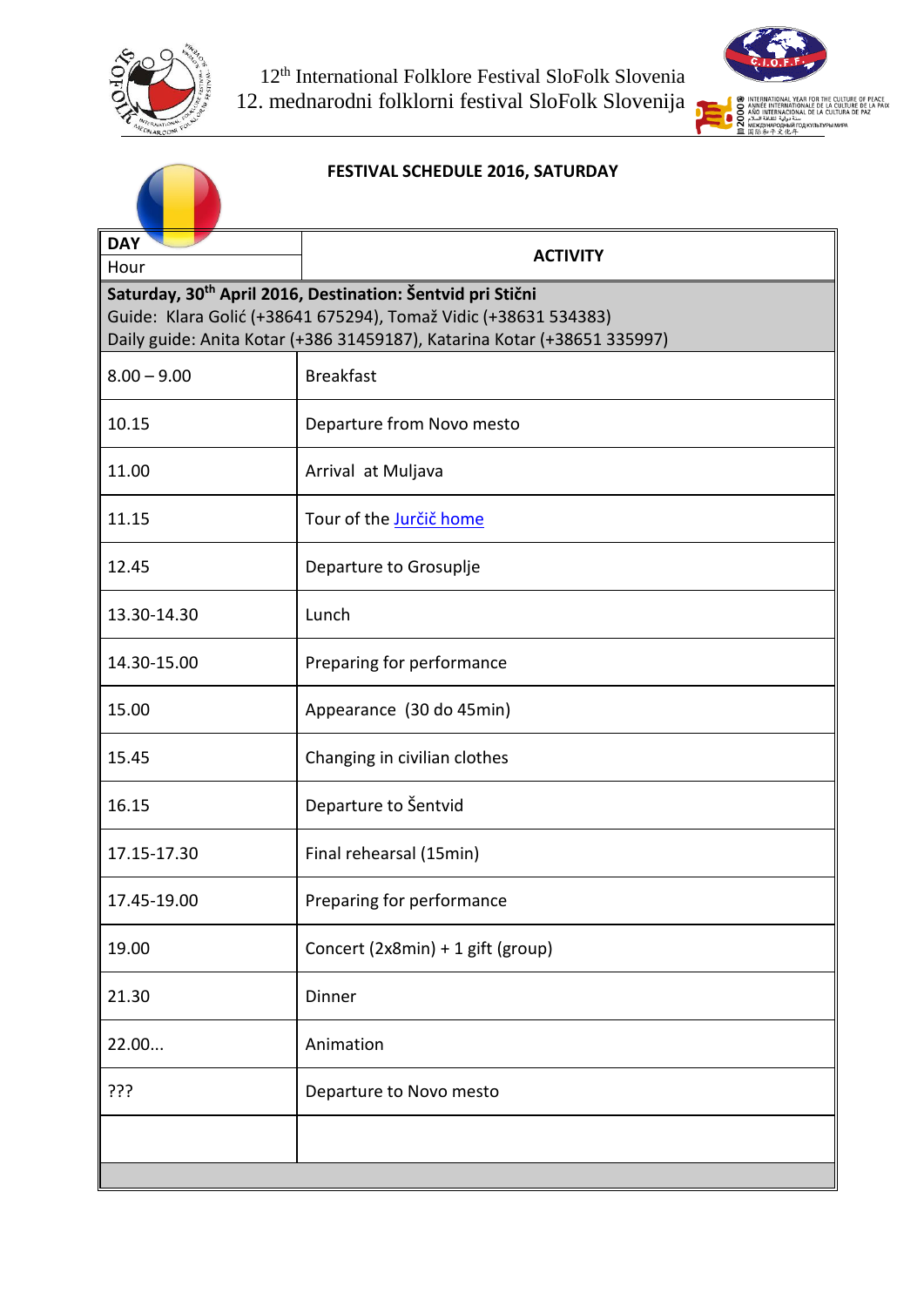12th International Folklore Festival SloFolk Slovenia
12. mednarodni folklorni festival SloFolk Slovenija

**FESTIVAL SCHEDULE 2016, SATURDAY**

| DAY<br>Hour | ACTIVITY |
|---|---|
| **Saturday, 30th April 2016, Destination: Šentvid pri Stični**<br>Guide: Klara Golić (+38641 675294), Tomaž Vidic (+38631 534383)<br>Daily guide: Anita Kotar (+386 31459187), Katarina Kotar (+38651 335997) | |
| 8.00 – 9.00 | Breakfast |
| 10.15 | Departure from Novo mesto |
| 11.00 | Arrival at Muljava |
| 11.15 | Tour of the Jurčič home |
| 12.45 | Departure to Grosuplje |
| 13.30-14.30 | Lunch |
| 14.30-15.00 | Preparing for performance |
| 15.00 | Appearance (30 do 45min) |
| 15.45 | Changing in civilian clothes |
| 16.15 | Departure to Šentvid |
| 17.15-17.30 | Final rehearsal (15min) |
| 17.45-19.00 | Preparing for performance |
| 19.00 | Concert (2x8min) + 1 gift (group) |
| 21.30 | Dinner |
| 22.00... | Animation |
| ??? | Departure to Novo mesto |
| | |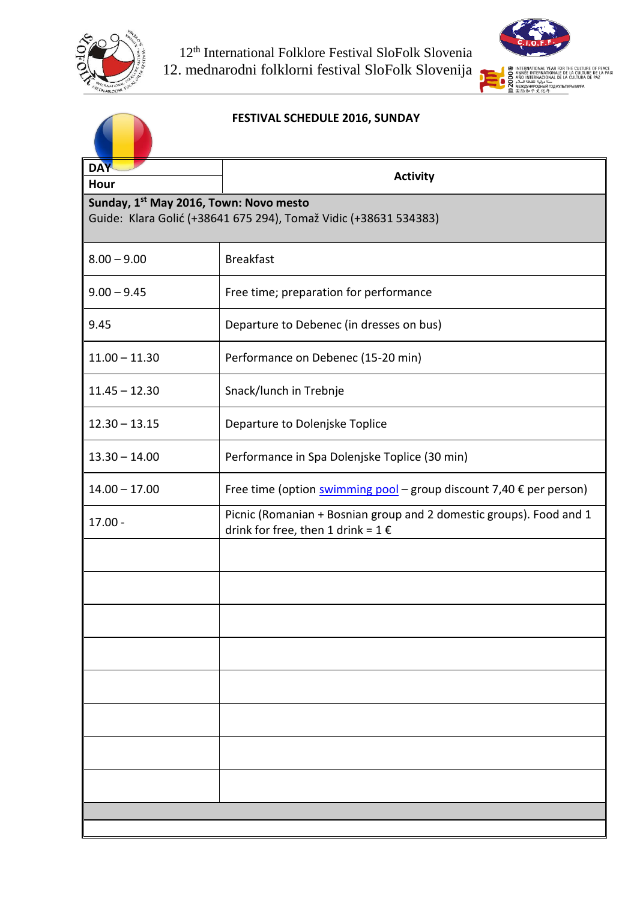12th International Folklore Festival SloFolk Slovenia
12. mednarodni folklorni festival SloFolk Slovenija

**FESTIVAL SCHEDULE 2016, SUNDAY**

| DAY<br>Hour | Activity |
|---|---|
| **Sunday, 1st May 2016, Town: Novo mesto**<br>Guide: Klara Golić (+38641 675 294), Tomaž Vidic (+38631 534383) | |
| 8.00 – 9.00 | Breakfast |
| 9.00 – 9.45 | Free time; preparation for performance |
| 9.45 | Departure to Debenec (in dresses on bus) |
| 11.00 – 11.30 | Performance on Debenec (15-20 min) |
| 11.45 – 12.30 | Snack/lunch in Trebnje |
| 12.30 – 13.15 | Departure to Dolenjske Toplice |
| 13.30 – 14.00 | Performance in Spa Dolenjske Toplice (30 min) |
| 14.00 – 17.00 | Free time (option swimming pool – group discount 7,40 € per person) |
| 17.00 - | Picnic (Romanian + Bosnian group and 2 domestic groups). Food and 1 drink for free, then 1 drink = 1 € |
| | |
| | |
| | |
| | |
| | |
| | |
| | |
| | |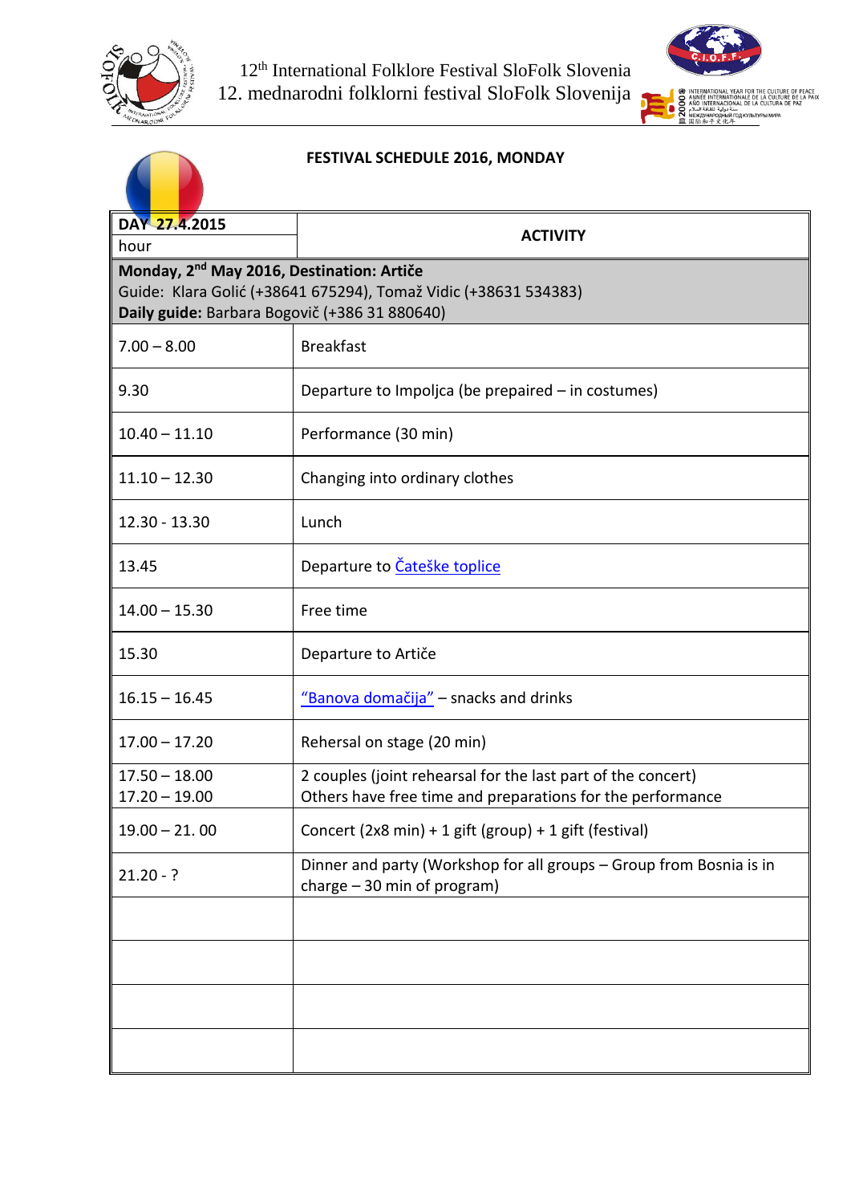12[th] International Folklore Festival SloFolk Slovenia
12. mednarodni folklorni festival SloFolk Slovenija

**FESTIVAL SCHEDULE 2016, MONDAY**

| **DAY 27.4.2015** hour | **ACTIVITY** |
|---|---|
| **Monday, 2[nd] May 2016, Destination: Artiče** Guide: Klara Golić (+38641 675294), Tomaž Vidic (+38631 534383) **Daily guide:** Barbara Bogovič (+386 31 880640) | |
| 7.00 – 8.00 | Breakfast |
| 9.30 | Departure to Impoljca (be prepaired – in costumes) |
| 10.40 – 11.10 | Performance (30 min) |
| 11.10 – 12.30 | Changing into ordinary clothes |
| 12.30 - 13.30 | Lunch |
| 13.45 | Departure to Čateške toplice |
| 14.00 – 15.30 | Free time |
| 15.30 | Departure to Artiče |
| 16.15 – 16.45 | "Banova domačija" – snacks and drinks |
| 17.00 – 17.20 | Rehersal on stage (20 min) |
| 17.50 – 18.00<br>17.20 – 19.00 | 2 couples (joint rehearsal for the last part of the concert)<br>Others have free time and preparations for the performance |
| 19.00 – 21. 00 | Concert (2x8 min) + 1 gift (group) + 1 gift (festival) |
| 21.20 - ? | Dinner and party (Workshop for all groups – Group from Bosnia is in charge – 30 min of program) |
| | |
| | |
| | |
| | |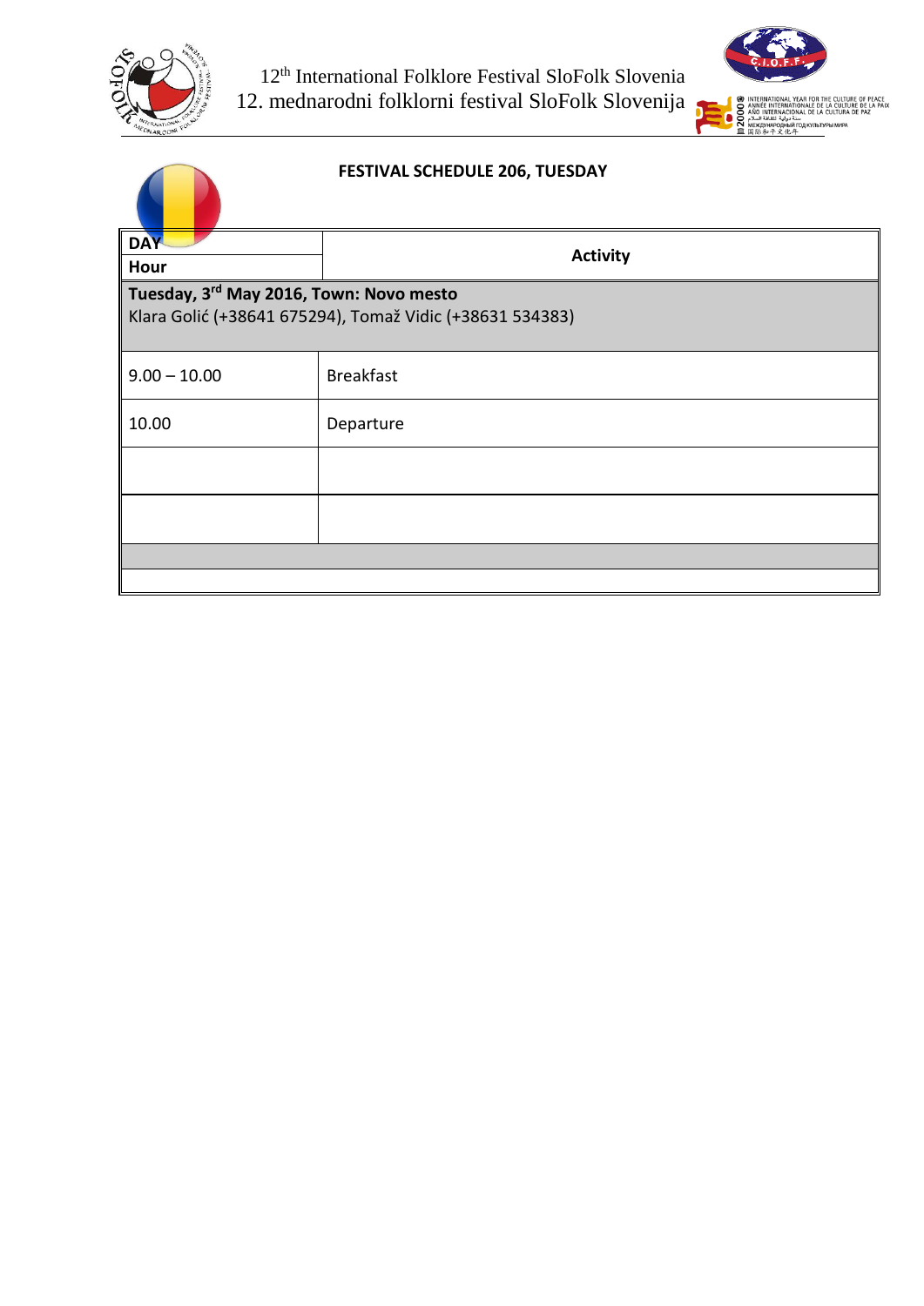12th International Folklore Festival SloFolk Slovenia
12. mednarodni folklorni festival SloFolk Slovenija

**FESTIVAL SCHEDULE 206, TUESDAY**

| DAY<br>Hour | Activity |
|---|---|
| **Tuesday, 3rd May 2016, Town: Novo mesto**<br>Klara Golić (+38641 675294), Tomaž Vidic (+38631 534383) | |
| 9.00 – 10.00 | Breakfast |
| 10.00 | Departure |
| | |
| | |
| | |
| | |